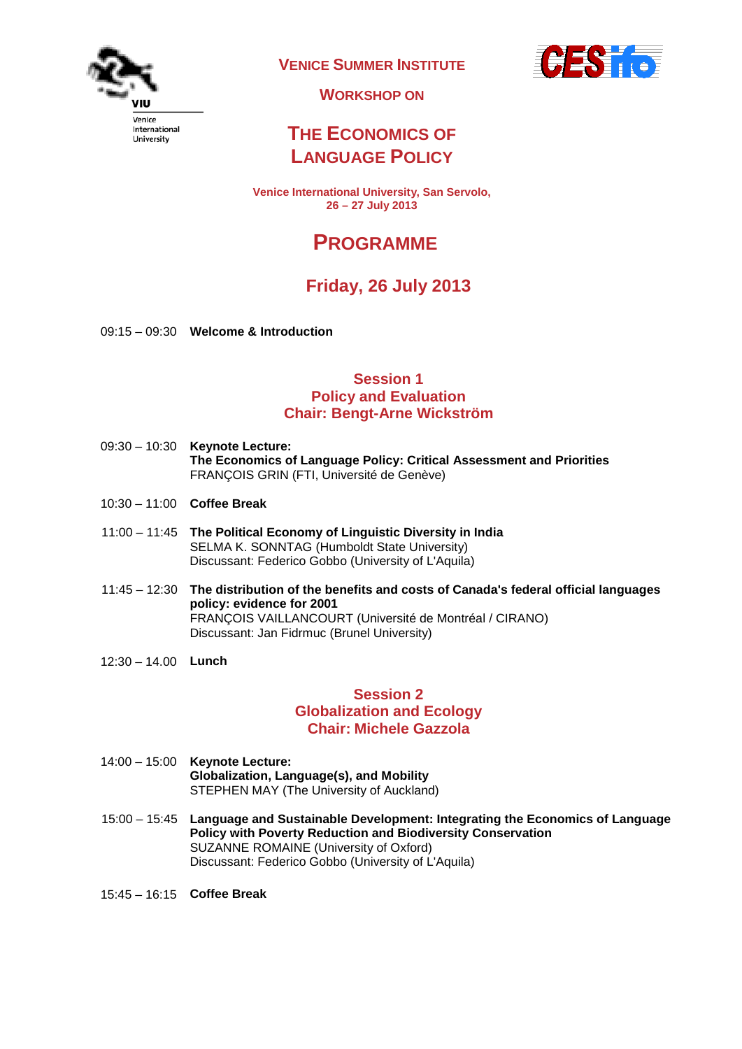Venice International University

# Venice Summer Institute

## Workshop on

# The Economics of Language Policy

**Venice International University, San Servolo,
26 – 27 July 2013**

# Programme

## Friday, 26 July 2013

09:15 – 09:30 **Welcome & Introduction**

### Session 1
### Policy and Evaluation
### Chair: Bengt-Arne Wickström

09:30 – 10:30 **Keynote Lecture:**
**The Economics of Language Policy: Critical Assessment and Priorities**
FRANÇOIS GRIN (FTI, Université de Genève)

10:30 – 11:00 **Coffee Break**

11:00 – 11:45 **The Political Economy of Linguistic Diversity in India**
SELMA K. SONNTAG (Humboldt State University)
Discussant: Federico Gobbo (University of L'Aquila)

11:45 – 12:30 **The distribution of the benefits and costs of Canada's federal official languages policy: evidence for 2001**
FRANÇOIS VAILLANCOURT (Université de Montréal / CIRANO)
Discussant: Jan Fidrmuc (Brunel University)

12:30 – 14.00 **Lunch**

### Session 2
### Globalization and Ecology
### Chair: Michele Gazzola

14:00 – 15:00 **Keynote Lecture:**
**Globalization, Language(s), and Mobility**
STEPHEN MAY (The University of Auckland)

15:00 – 15:45 **Language and Sustainable Development: Integrating the Economics of Language Policy with Poverty Reduction and Biodiversity Conservation**
SUZANNE ROMAINE (University of Oxford)
Discussant: Federico Gobbo (University of L'Aquila)

15:45 – 16:15 **Coffee Break**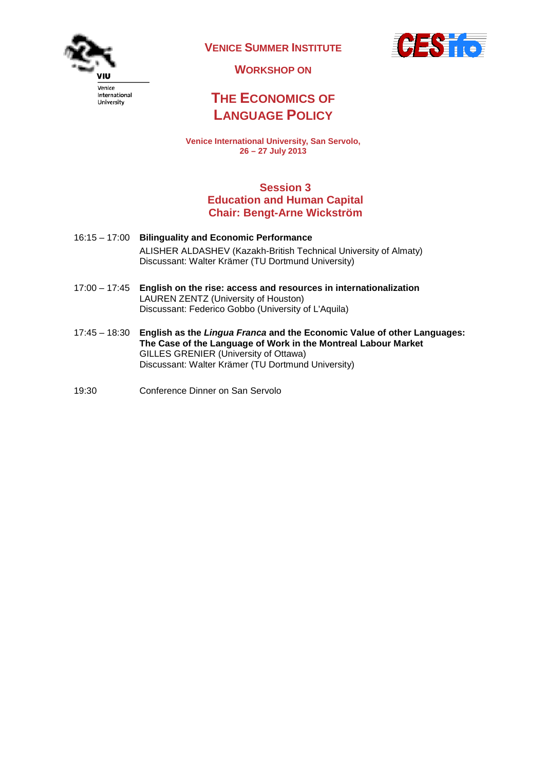VIU
Venice International University

**VENICE SUMMER INSTITUTE**

**WORKSHOP ON**

# THE ECONOMICS OF LANGUAGE POLICY

**Venice International University, San Servolo, 26 – 27 July 2013**

## Session 3
## Education and Human Capital
## Chair: Bengt-Arne Wickström

16:15 – 17:00 **Bilinguality and Economic Performance**
ALISHER ALDASHEV (Kazakh-British Technical University of Almaty)
Discussant: Walter Krämer (TU Dortmund University)

17:00 – 17:45 **English on the rise: access and resources in internationalization**
LAUREN ZENTZ (University of Houston)
Discussant: Federico Gobbo (University of L'Aquila)

17:45 – 18:30 **English as the *Lingua Franca* and the Economic Value of other Languages: The Case of the Language of Work in the Montreal Labour Market**
GILLES GRENIER (University of Ottawa)
Discussant: Walter Krämer (TU Dortmund University)

19:30 Conference Dinner on San Servolo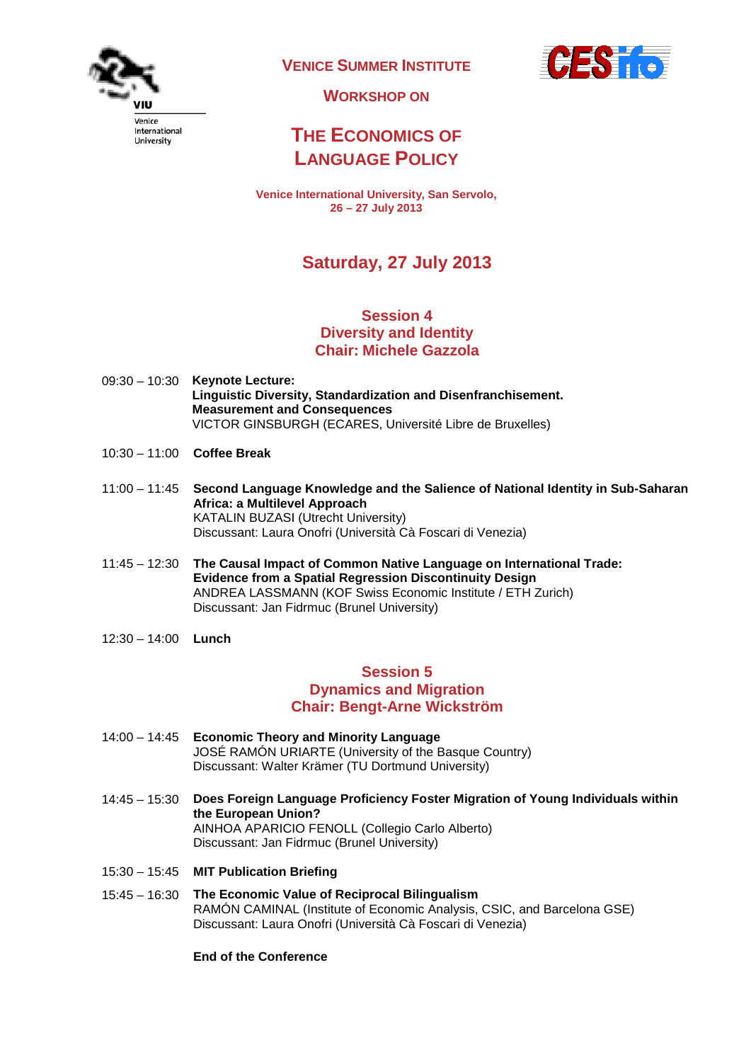VENICE SUMMER INSTITUTE

WORKSHOP ON

# THE ECONOMICS OF LANGUAGE POLICY

**Venice International University, San Servolo, 26 – 27 July 2013**

## Saturday, 27 July 2013

### Session 4
### Diversity and Identity
### Chair: Michele Gazzola

09:30 – 10:30 **Keynote Lecture:**
**Linguistic Diversity, Standardization and Disenfranchisement. Measurement and Consequences**
VICTOR GINSBURGH (ECARES, Université Libre de Bruxelles)

10:30 – 11:00 **Coffee Break**

11:00 – 11:45 **Second Language Knowledge and the Salience of National Identity in Sub-Saharan Africa: a Multilevel Approach**
KATALIN BUZASI (Utrecht University)
Discussant: Laura Onofri (Università Cà Foscari di Venezia)

11:45 – 12:30 **The Causal Impact of Common Native Language on International Trade: Evidence from a Spatial Regression Discontinuity Design**
ANDREA LASSMANN (KOF Swiss Economic Institute / ETH Zurich)
Discussant: Jan Fidrmuc (Brunel University)

12:30 – 14:00 **Lunch**

### Session 5
### Dynamics and Migration
### Chair: Bengt-Arne Wickström

14:00 – 14:45 **Economic Theory and Minority Language**
JOSÉ RAMÓN URIARTE (University of the Basque Country)
Discussant: Walter Krämer (TU Dortmund University)

14:45 – 15:30 **Does Foreign Language Proficiency Foster Migration of Young Individuals within the European Union?**
AINHOA APARICIO FENOLL (Collegio Carlo Alberto)
Discussant: Jan Fidrmuc (Brunel University)

15:30 – 15:45 **MIT Publication Briefing**

15:45 – 16:30 **The Economic Value of Reciprocal Bilingualism**
RAMÓN CAMINAL (Institute of Economic Analysis, CSIC, and Barcelona GSE)
Discussant: Laura Onofri (Università Cà Foscari di Venezia)

**End of the Conference**